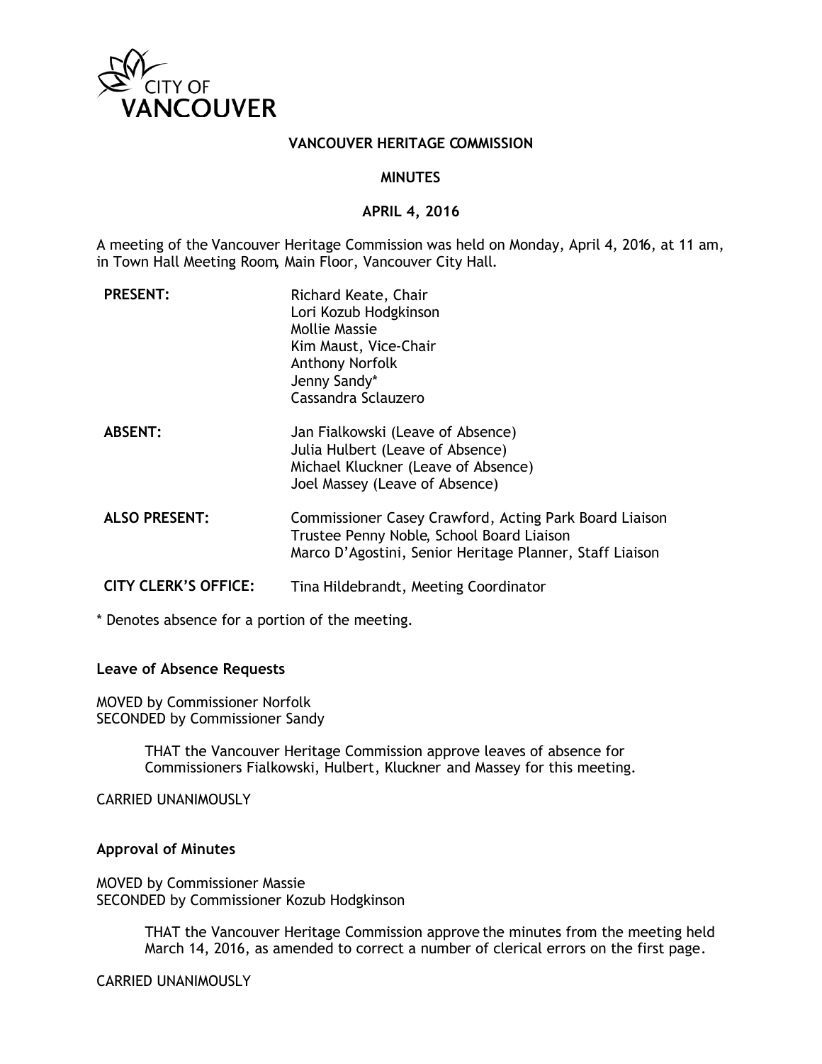CITY OF VANCOUVER

# VANCOUVER HERITAGE COMMISSION

## MINUTES

## APRIL 4, 2016

A meeting of the Vancouver Heritage Commission was held on Monday, April 4, 2016, at 11 am, in Town Hall Meeting Room, Main Floor, Vancouver City Hall.

**PRESENT:**
Richard Keate, Chair
Lori Kozub Hodgkinson
Mollie Massie
Kim Maust, Vice-Chair
Anthony Norfolk
Jenny Sandy*
Cassandra Sclauzero

**ABSENT:**
Jan Fialkowski (Leave of Absence)
Julia Hulbert (Leave of Absence)
Michael Kluckner (Leave of Absence)
Joel Massey (Leave of Absence)

**ALSO PRESENT:**
Commissioner Casey Crawford, Acting Park Board Liaison
Trustee Penny Noble, School Board Liaison
Marco D'Agostini, Senior Heritage Planner, Staff Liaison

**CITY CLERK'S OFFICE:**
Tina Hildebrandt, Meeting Coordinator

* Denotes absence for a portion of the meeting.

**Leave of Absence Requests**

MOVED by Commissioner Norfolk
SECONDED by Commissioner Sandy

> THAT the Vancouver Heritage Commission approve leaves of absence for Commissioners Fialkowski, Hulbert, Kluckner and Massey for this meeting.

CARRIED UNANIMOUSLY

**Approval of Minutes**

MOVED by Commissioner Massie
SECONDED by Commissioner Kozub Hodgkinson

> THAT the Vancouver Heritage Commission approve the minutes from the meeting held March 14, 2016, as amended to correct a number of clerical errors on the first page.

CARRIED UNANIMOUSLY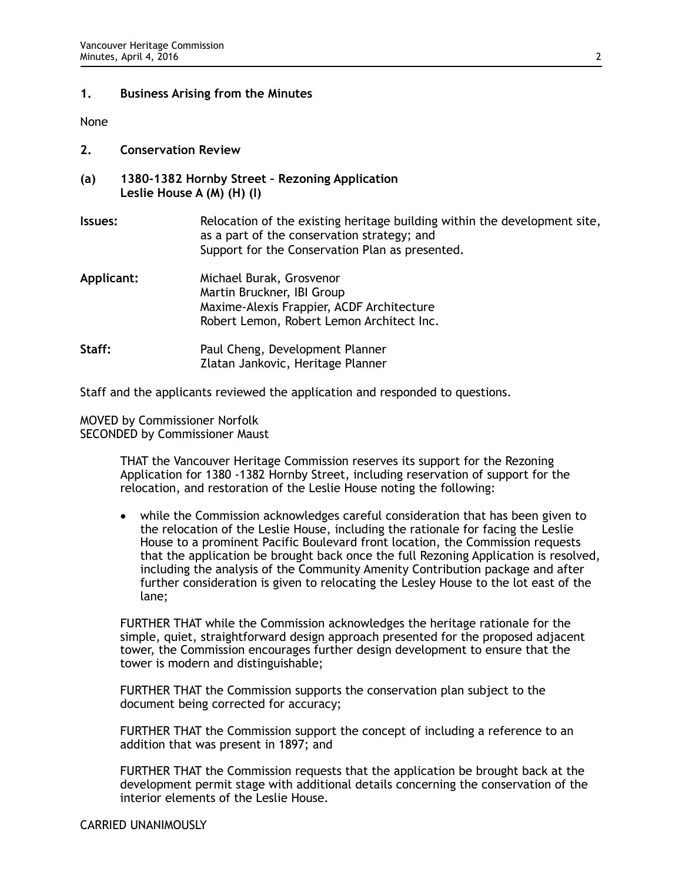## 1. Business Arising from the Minutes

None

## 2. Conservation Review

### (a) 1380-1382 Hornby Street – Rezoning Application
### Leslie House A (M) (H) (I)

**Issues:** Relocation of the existing heritage building within the development site, as a part of the conservation strategy; and
Support for the Conservation Plan as presented.

**Applicant:** Michael Burak, Grosvenor
Martin Bruckner, IBI Group
Maxime-Alexis Frappier, ACDF Architecture
Robert Lemon, Robert Lemon Architect Inc.

**Staff:** Paul Cheng, Development Planner
Zlatan Jankovic, Heritage Planner

Staff and the applicants reviewed the application and responded to questions.

MOVED by Commissioner Norfolk
SECONDED by Commissioner Maust

> THAT the Vancouver Heritage Commission reserves its support for the Rezoning Application for 1380 -1382 Hornby Street, including reservation of support for the relocation, and restoration of the Leslie House noting the following:
>
> - while the Commission acknowledges careful consideration that has been given to the relocation of the Leslie House, including the rationale for facing the Leslie House to a prominent Pacific Boulevard front location, the Commission requests that the application be brought back once the full Rezoning Application is resolved, including the analysis of the Community Amenity Contribution package and after further consideration is given to relocating the Lesley House to the lot east of the lane;
>
> FURTHER THAT while the Commission acknowledges the heritage rationale for the simple, quiet, straightforward design approach presented for the proposed adjacent tower, the Commission encourages further design development to ensure that the tower is modern and distinguishable;
>
> FURTHER THAT the Commission supports the conservation plan subject to the document being corrected for accuracy;
>
> FURTHER THAT the Commission support the concept of including a reference to an addition that was present in 1897; and
>
> FURTHER THAT the Commission requests that the application be brought back at the development permit stage with additional details concerning the conservation of the interior elements of the Leslie House.

CARRIED UNANIMOUSLY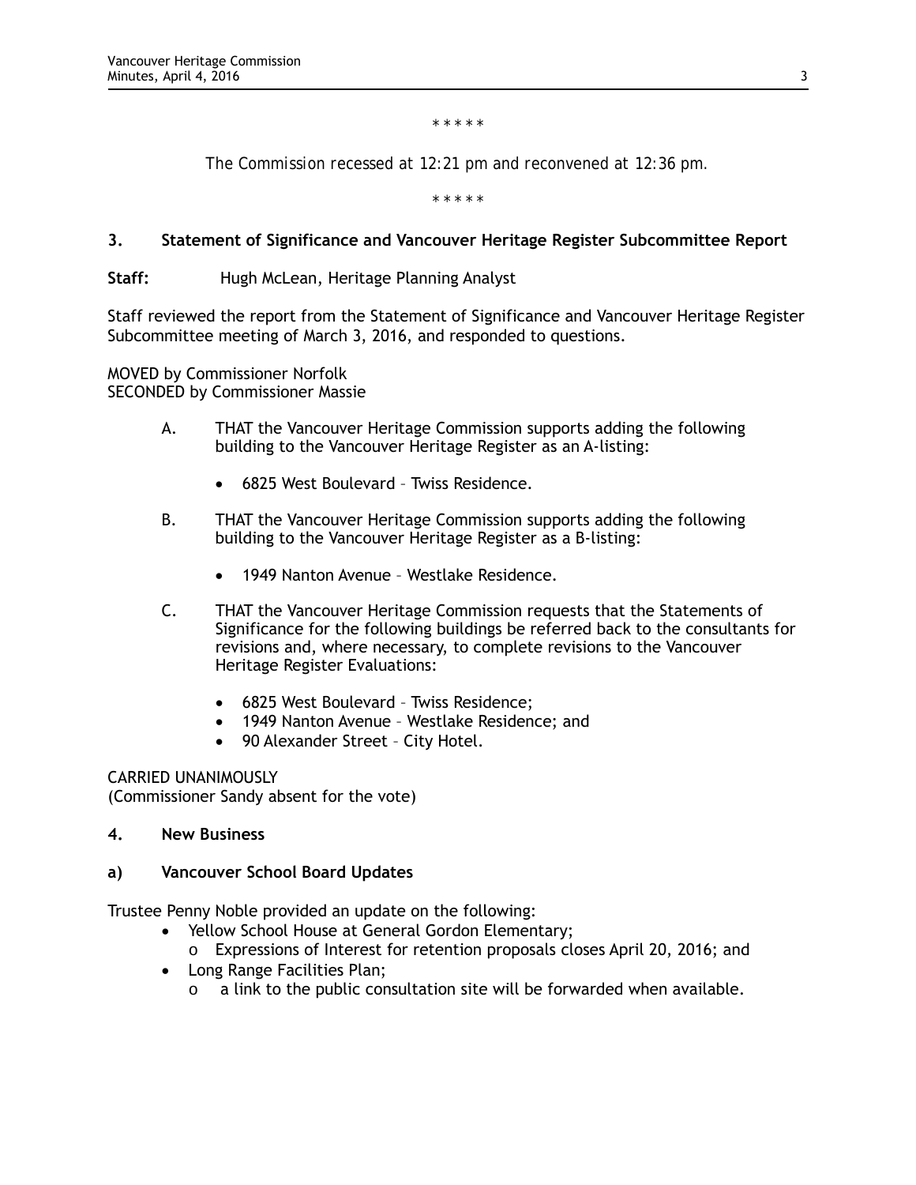\* \* \* \* \*

*The Commission recessed at 12:21 pm and reconvened at 12:36 pm.*

\* \* \* \* \*

### 3. Statement of Significance and Vancouver Heritage Register Subcommittee Report

**Staff:** Hugh McLean, Heritage Planning Analyst

Staff reviewed the report from the Statement of Significance and Vancouver Heritage Register Subcommittee meeting of March 3, 2016, and responded to questions.

MOVED by Commissioner Norfolk
SECONDED by Commissioner Massie

A. THAT the Vancouver Heritage Commission supports adding the following building to the Vancouver Heritage Register as an A-listing:

- 6825 West Boulevard – Twiss Residence.

B. THAT the Vancouver Heritage Commission supports adding the following building to the Vancouver Heritage Register as a B-listing:

- 1949 Nanton Avenue – Westlake Residence.

C. THAT the Vancouver Heritage Commission requests that the Statements of Significance for the following buildings be referred back to the consultants for revisions and, where necessary, to complete revisions to the Vancouver Heritage Register Evaluations:

- 6825 West Boulevard – Twiss Residence;
- 1949 Nanton Avenue – Westlake Residence; and
- 90 Alexander Street – City Hotel.

CARRIED UNANIMOUSLY
(Commissioner Sandy absent for the vote)

### 4. New Business

#### a) Vancouver School Board Updates

Trustee Penny Noble provided an update on the following:

- Yellow School House at General Gordon Elementary;
  - Expressions of Interest for retention proposals closes April 20, 2016; and
- Long Range Facilities Plan;
  - a link to the public consultation site will be forwarded when available.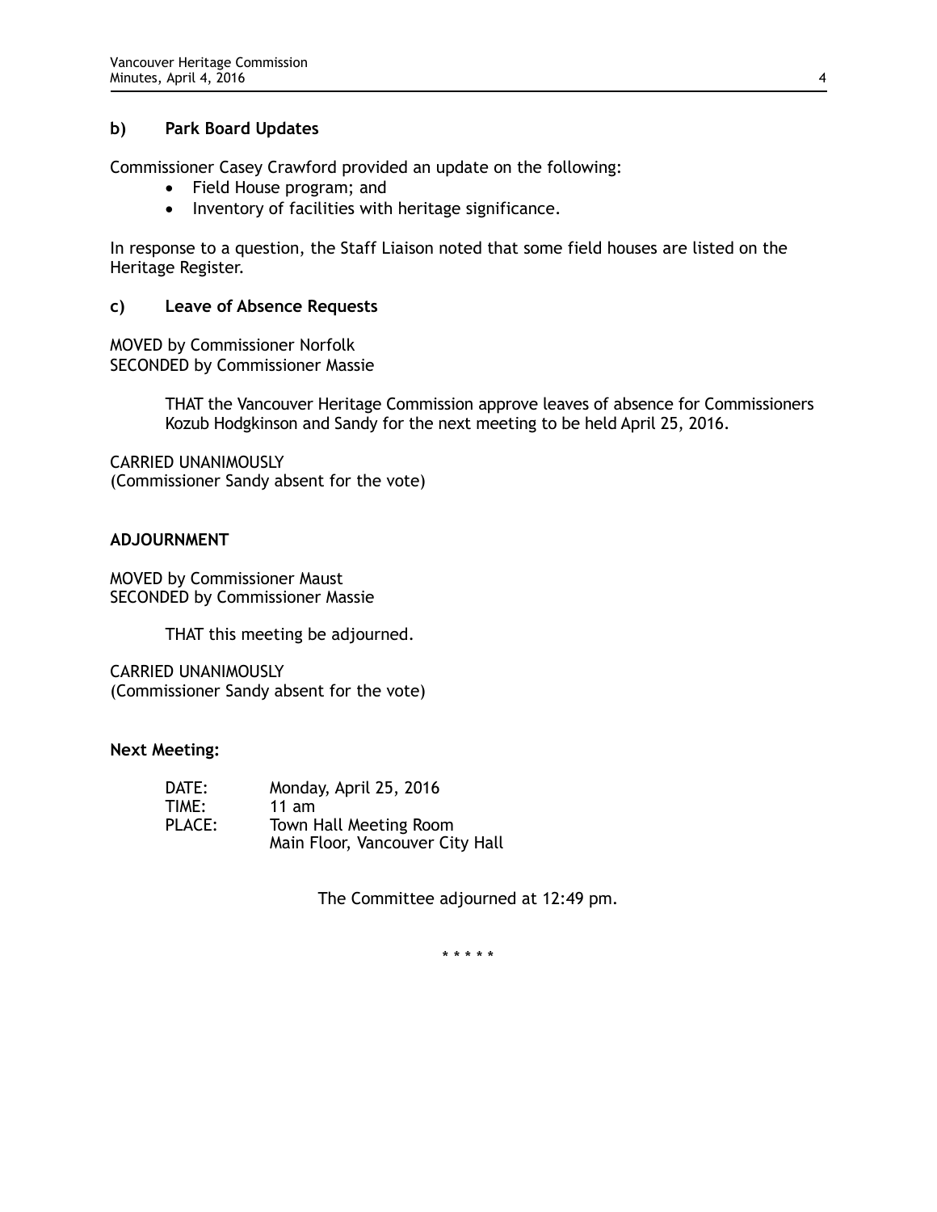### b) Park Board Updates

Commissioner Casey Crawford provided an update on the following:

- Field House program; and
- Inventory of facilities with heritage significance.

In response to a question, the Staff Liaison noted that some field houses are listed on the Heritage Register.

### c) Leave of Absence Requests

MOVED by Commissioner Norfolk
SECONDED by Commissioner Massie

> THAT the Vancouver Heritage Commission approve leaves of absence for Commissioners Kozub Hodgkinson and Sandy for the next meeting to be held April 25, 2016.

CARRIED UNANIMOUSLY
(Commissioner Sandy absent for the vote)

## ADJOURNMENT

MOVED by Commissioner Maust
SECONDED by Commissioner Massie

> THAT this meeting be adjourned.

CARRIED UNANIMOUSLY
(Commissioner Sandy absent for the vote)

**Next Meeting:**

| | |
|---|---|
| DATE: | Monday, April 25, 2016 |
| TIME: | 11 am |
| PLACE: | Town Hall Meeting Room<br>Main Floor, Vancouver City Hall |

The Committee adjourned at 12:49 pm.

* * * * *